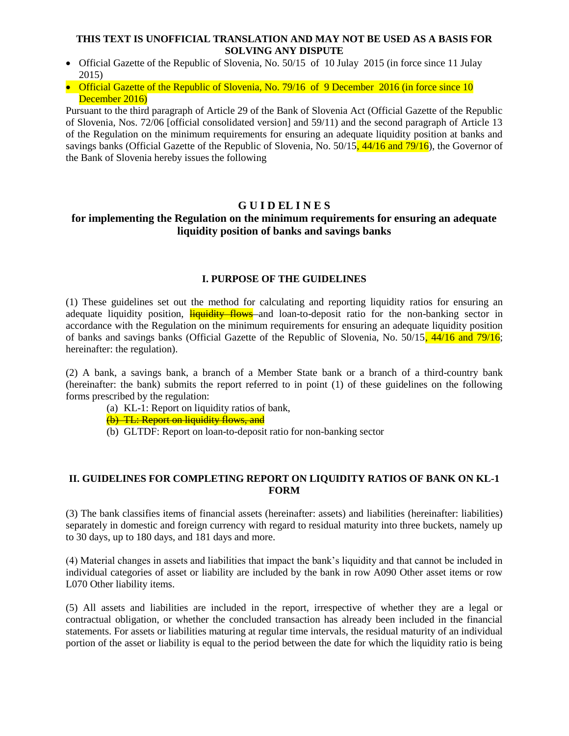**THIS TEXT IS UNOFFICIAL TRANSLATION AND MAY NOT BE USED AS A BASIS FOR SOLVING ANY DISPUTE**

- Official Gazette of the Republic of Slovenia, No. 50/15 of 10 Julay 2015 (in force since 11 Julay 2015)
- Official Gazette of the Republic of Slovenia, No. 79/16 of 9 December 2016 (in force since 10 December 2016)

Pursuant to the third paragraph of Article 29 of the Bank of Slovenia Act (Official Gazette of the Republic of Slovenia, Nos. 72/06 [official consolidated version] and 59/11) and the second paragraph of Article 13 of the Regulation on the minimum requirements for ensuring an adequate liquidity position at banks and savings banks (Official Gazette of the Republic of Slovenia, No. 50/15, 44/16 and 79/16), the Governor of the Bank of Slovenia hereby issues the following

# G U I D EL I N E S

## for implementing the Regulation on the minimum requirements for ensuring an adequate liquidity position of banks and savings banks

### I. PURPOSE OF THE GUIDELINES

(1) These guidelines set out the method for calculating and reporting liquidity ratios for ensuring an adequate liquidity position, ~~liquidity flows~~ and loan-to-deposit ratio for the non-banking sector in accordance with the Regulation on the minimum requirements for ensuring an adequate liquidity position of banks and savings banks (Official Gazette of the Republic of Slovenia, No. 50/15, 44/16 and 79/16; hereinafter: the regulation).

(2) A bank, a savings bank, a branch of a Member State bank or a branch of a third-country bank (hereinafter: the bank) submits the report referred to in point (1) of these guidelines on the following forms prescribed by the regulation:

(a) KL-1: Report on liquidity ratios of bank,

~~(b) TL: Report on liquidity flows, and~~

(b) GLTDF: Report on loan-to-deposit ratio for non-banking sector

### II. GUIDELINES FOR COMPLETING REPORT ON LIQUIDITY RATIOS OF BANK ON KL-1 FORM

(3) The bank classifies items of financial assets (hereinafter: assets) and liabilities (hereinafter: liabilities) separately in domestic and foreign currency with regard to residual maturity into three buckets, namely up to 30 days, up to 180 days, and 181 days and more.

(4) Material changes in assets and liabilities that impact the bank's liquidity and that cannot be included in individual categories of asset or liability are included by the bank in row A090 Other asset items or row L070 Other liability items.

(5) All assets and liabilities are included in the report, irrespective of whether they are a legal or contractual obligation, or whether the concluded transaction has already been included in the financial statements. For assets or liabilities maturing at regular time intervals, the residual maturity of an individual portion of the asset or liability is equal to the period between the date for which the liquidity ratio is being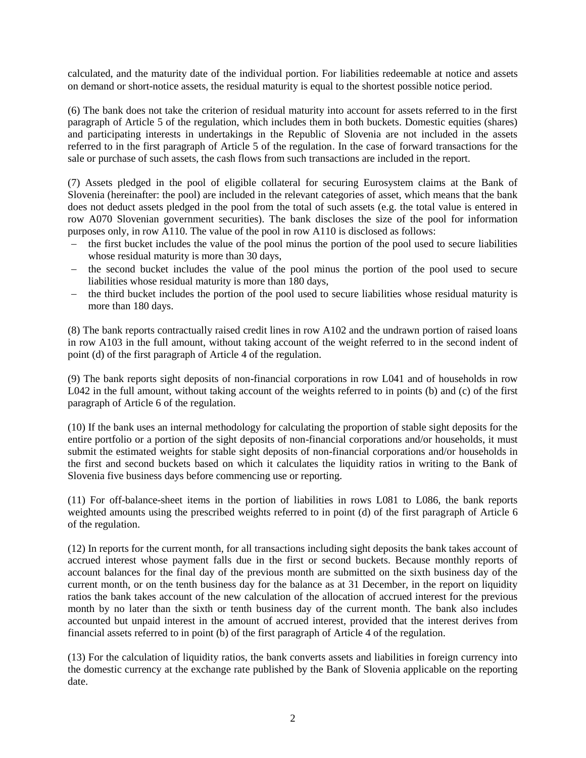calculated, and the maturity date of the individual portion. For liabilities redeemable at notice and assets on demand or short-notice assets, the residual maturity is equal to the shortest possible notice period.

(6) The bank does not take the criterion of residual maturity into account for assets referred to in the first paragraph of Article 5 of the regulation, which includes them in both buckets. Domestic equities (shares) and participating interests in undertakings in the Republic of Slovenia are not included in the assets referred to in the first paragraph of Article 5 of the regulation. In the case of forward transactions for the sale or purchase of such assets, the cash flows from such transactions are included in the report.

(7) Assets pledged in the pool of eligible collateral for securing Eurosystem claims at the Bank of Slovenia (hereinafter: the pool) are included in the relevant categories of asset, which means that the bank does not deduct assets pledged in the pool from the total of such assets (e.g. the total value is entered in row A070 Slovenian government securities). The bank discloses the size of the pool for information purposes only, in row A110. The value of the pool in row A110 is disclosed as follows:

- the first bucket includes the value of the pool minus the portion of the pool used to secure liabilities whose residual maturity is more than 30 days,
- the second bucket includes the value of the pool minus the portion of the pool used to secure liabilities whose residual maturity is more than 180 days,
- the third bucket includes the portion of the pool used to secure liabilities whose residual maturity is more than 180 days.

(8) The bank reports contractually raised credit lines in row A102 and the undrawn portion of raised loans in row A103 in the full amount, without taking account of the weight referred to in the second indent of point (d) of the first paragraph of Article 4 of the regulation.

(9) The bank reports sight deposits of non-financial corporations in row L041 and of households in row L042 in the full amount, without taking account of the weights referred to in points (b) and (c) of the first paragraph of Article 6 of the regulation.

(10) If the bank uses an internal methodology for calculating the proportion of stable sight deposits for the entire portfolio or a portion of the sight deposits of non-financial corporations and/or households, it must submit the estimated weights for stable sight deposits of non-financial corporations and/or households in the first and second buckets based on which it calculates the liquidity ratios in writing to the Bank of Slovenia five business days before commencing use or reporting.

(11) For off-balance-sheet items in the portion of liabilities in rows L081 to L086, the bank reports weighted amounts using the prescribed weights referred to in point (d) of the first paragraph of Article 6 of the regulation.

(12) In reports for the current month, for all transactions including sight deposits the bank takes account of accrued interest whose payment falls due in the first or second buckets. Because monthly reports of account balances for the final day of the previous month are submitted on the sixth business day of the current month, or on the tenth business day for the balance as at 31 December, in the report on liquidity ratios the bank takes account of the new calculation of the allocation of accrued interest for the previous month by no later than the sixth or tenth business day of the current month. The bank also includes accounted but unpaid interest in the amount of accrued interest, provided that the interest derives from financial assets referred to in point (b) of the first paragraph of Article 4 of the regulation.

(13) For the calculation of liquidity ratios, the bank converts assets and liabilities in foreign currency into the domestic currency at the exchange rate published by the Bank of Slovenia applicable on the reporting date.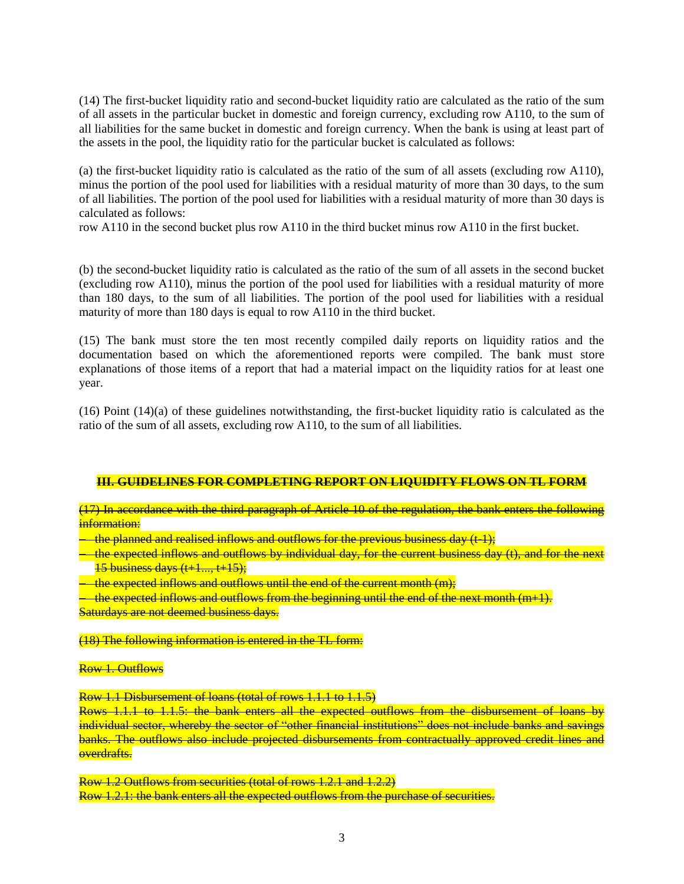(14) The first-bucket liquidity ratio and second-bucket liquidity ratio are calculated as the ratio of the sum of all assets in the particular bucket in domestic and foreign currency, excluding row A110, to the sum of all liabilities for the same bucket in domestic and foreign currency. When the bank is using at least part of the assets in the pool, the liquidity ratio for the particular bucket is calculated as follows:

(a) the first-bucket liquidity ratio is calculated as the ratio of the sum of all assets (excluding row A110), minus the portion of the pool used for liabilities with a residual maturity of more than 30 days, to the sum of all liabilities. The portion of the pool used for liabilities with a residual maturity of more than 30 days is calculated as follows:
row A110 in the second bucket plus row A110 in the third bucket minus row A110 in the first bucket.

(b) the second-bucket liquidity ratio is calculated as the ratio of the sum of all assets in the second bucket (excluding row A110), minus the portion of the pool used for liabilities with a residual maturity of more than 180 days, to the sum of all liabilities. The portion of the pool used for liabilities with a residual maturity of more than 180 days is equal to row A110 in the third bucket.

(15) The bank must store the ten most recently compiled daily reports on liquidity ratios and the documentation based on which the aforementioned reports were compiled. The bank must store explanations of those items of a report that had a material impact on the liquidity ratios for at least one year.

(16) Point (14)(a) of these guidelines notwithstanding, the first-bucket liquidity ratio is calculated as the ratio of the sum of all assets, excluding row A110, to the sum of all liabilities.

## ~~III. GUIDELINES FOR COMPLETING REPORT ON LIQUIDITY FLOWS ON TL FORM~~

~~(17) In accordance with the third paragraph of Article 10 of the regulation, the bank enters the following information:~~

- ~~the planned and realised inflows and outflows for the previous business day (t-1);~~
- ~~the expected inflows and outflows by individual day, for the current business day (t), and for the next 15 business days (t+1..., t+15);~~
- ~~the expected inflows and outflows until the end of the current month (m);~~
- ~~the expected inflows and outflows from the beginning until the end of the next month (m+1).~~

~~Saturdays are not deemed business days.~~

~~(18) The following information is entered in the TL form:~~

~~Row 1. Outflows~~

~~Row 1.1 Disbursement of loans (total of rows 1.1.1 to 1.1.5)~~
~~Rows 1.1.1 to 1.1.5: the bank enters all the expected outflows from the disbursement of loans by individual sector, whereby the sector of "other financial institutions" does not include banks and savings banks. The outflows also include projected disbursements from contractually approved credit lines and overdrafts.~~

~~Row 1.2 Outflows from securities (total of rows 1.2.1 and 1.2.2)~~
~~Row 1.2.1: the bank enters all the expected outflows from the purchase of securities.~~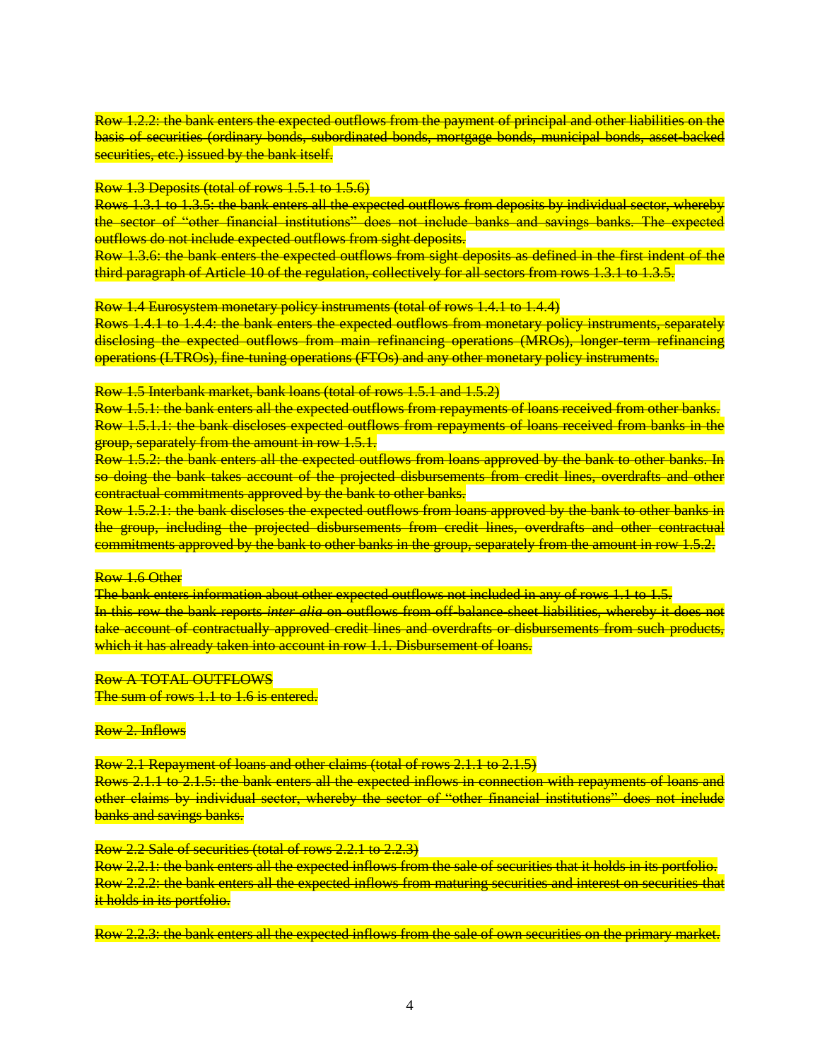~~Row 1.2.2: the bank enters the expected outflows from the payment of principal and other liabilities on the basis of securities (ordinary bonds, subordinated bonds, mortgage bonds, municipal bonds, asset-backed securities, etc.) issued by the bank itself.~~

~~Row 1.3 Deposits (total of rows 1.5.1 to 1.5.6)~~
~~Rows 1.3.1 to 1.3.5: the bank enters all the expected outflows from deposits by individual sector, whereby the sector of "other financial institutions" does not include banks and savings banks. The expected outflows do not include expected outflows from sight deposits.~~
~~Row 1.3.6: the bank enters the expected outflows from sight deposits as defined in the first indent of the third paragraph of Article 10 of the regulation, collectively for all sectors from rows 1.3.1 to 1.3.5.~~

~~Row 1.4 Eurosystem monetary policy instruments (total of rows 1.4.1 to 1.4.4)~~
~~Rows 1.4.1 to 1.4.4: the bank enters the expected outflows from monetary policy instruments, separately disclosing the expected outflows from main refinancing operations (MROs), longer-term refinancing operations (LTROs), fine-tuning operations (FTOs) and any other monetary policy instruments.~~

~~Row 1.5 Interbank market, bank loans (total of rows 1.5.1 and 1.5.2)~~
~~Row 1.5.1: the bank enters all the expected outflows from repayments of loans received from other banks.~~
~~Row 1.5.1.1: the bank discloses expected outflows from repayments of loans received from banks in the group, separately from the amount in row 1.5.1.~~
~~Row 1.5.2: the bank enters all the expected outflows from loans approved by the bank to other banks. In so doing the bank takes account of the projected disbursements from credit lines, overdrafts and other contractual commitments approved by the bank to other banks.~~
~~Row 1.5.2.1: the bank discloses the expected outflows from loans approved by the bank to other banks in the group, including the projected disbursements from credit lines, overdrafts and other contractual commitments approved by the bank to other banks in the group, separately from the amount in row 1.5.2.~~

~~Row 1.6 Other~~
~~The bank enters information about other expected outflows not included in any of rows 1.1 to 1.5.~~
~~In this row the bank reports *inter alia* on outflows from off-balance-sheet liabilities, whereby it does not take account of contractually approved credit lines and overdrafts or disbursements from such products, which it has already taken into account in row 1.1. Disbursement of loans.~~

~~Row A TOTAL OUTFLOWS~~
~~The sum of rows 1.1 to 1.6 is entered.~~

~~Row 2. Inflows~~

~~Row 2.1 Repayment of loans and other claims (total of rows 2.1.1 to 2.1.5)~~
~~Rows 2.1.1 to 2.1.5: the bank enters all the expected inflows in connection with repayments of loans and other claims by individual sector, whereby the sector of "other financial institutions" does not include banks and savings banks.~~

~~Row 2.2 Sale of securities (total of rows 2.2.1 to 2.2.3)~~
~~Row 2.2.1: the bank enters all the expected inflows from the sale of securities that it holds in its portfolio.~~
~~Row 2.2.2: the bank enters all the expected inflows from maturing securities and interest on securities that it holds in its portfolio.~~

~~Row 2.2.3: the bank enters all the expected inflows from the sale of own securities on the primary market.~~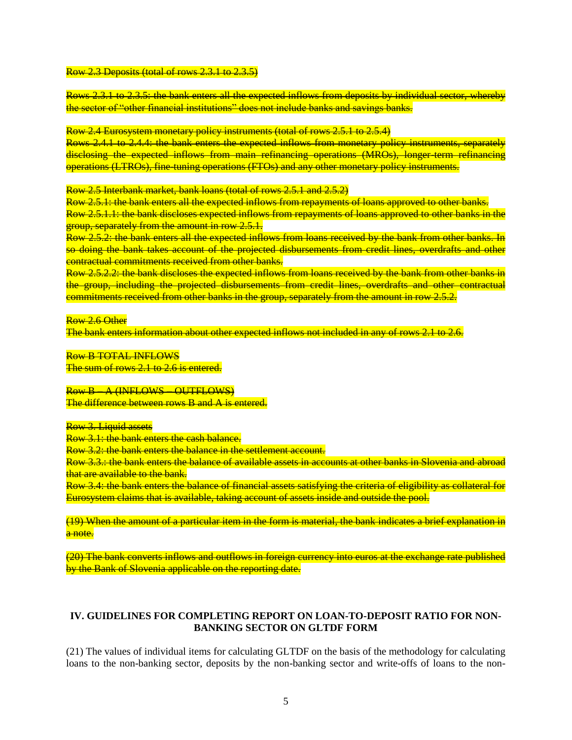~~Row 2.3 Deposits (total of rows 2.3.1 to 2.3.5)~~

~~Rows 2.3.1 to 2.3.5: the bank enters all the expected inflows from deposits by individual sector, whereby the sector of "other financial institutions" does not include banks and savings banks.~~

~~Row 2.4 Eurosystem monetary policy instruments (total of rows 2.5.1 to 2.5.4)~~
~~Rows 2.4.1 to 2.4.4: the bank enters the expected inflows from monetary policy instruments, separately disclosing the expected inflows from main refinancing operations (MROs), longer-term refinancing operations (LTROs), fine-tuning operations (FTOs) and any other monetary policy instruments.~~

~~Row 2.5 Interbank market, bank loans (total of rows 2.5.1 and 2.5.2)~~
~~Row 2.5.1: the bank enters all the expected inflows from repayments of loans approved to other banks.~~
~~Row 2.5.1.1: the bank discloses expected inflows from repayments of loans approved to other banks in the group, separately from the amount in row 2.5.1.~~
~~Row 2.5.2: the bank enters all the expected inflows from loans received by the bank from other banks. In so doing the bank takes account of the projected disbursements from credit lines, overdrafts and other contractual commitments received from other banks.~~
~~Row 2.5.2.2: the bank discloses the expected inflows from loans received by the bank from other banks in the group, including the projected disbursements from credit lines, overdrafts and other contractual commitments received from other banks in the group, separately from the amount in row 2.5.2.~~

~~Row 2.6 Other~~
~~The bank enters information about other expected inflows not included in any of rows 2.1 to 2.6.~~

~~Row B TOTAL INFLOWS~~
~~The sum of rows 2.1 to 2.6 is entered.~~

~~Row B – A (INFLOWS – OUTFLOWS)~~
~~The difference between rows B and A is entered.~~

~~Row 3. Liquid assets~~
~~Row 3.1: the bank enters the cash balance.~~
~~Row 3.2: the bank enters the balance in the settlement account.~~
~~Row 3.3.: the bank enters the balance of available assets in accounts at other banks in Slovenia and abroad that are available to the bank.~~
~~Row 3.4: the bank enters the balance of financial assets satisfying the criteria of eligibility as collateral for Eurosystem claims that is available, taking account of assets inside and outside the pool.~~

~~(19) When the amount of a particular item in the form is material, the bank indicates a brief explanation in a note.~~

~~(20) The bank converts inflows and outflows in foreign currency into euros at the exchange rate published by the Bank of Slovenia applicable on the reporting date.~~

## IV. GUIDELINES FOR COMPLETING REPORT ON LOAN-TO-DEPOSIT RATIO FOR NON-BANKING SECTOR ON GLTDF FORM

(21) The values of individual items for calculating GLTDF on the basis of the methodology for calculating loans to the non-banking sector, deposits by the non-banking sector and write-offs of loans to the non-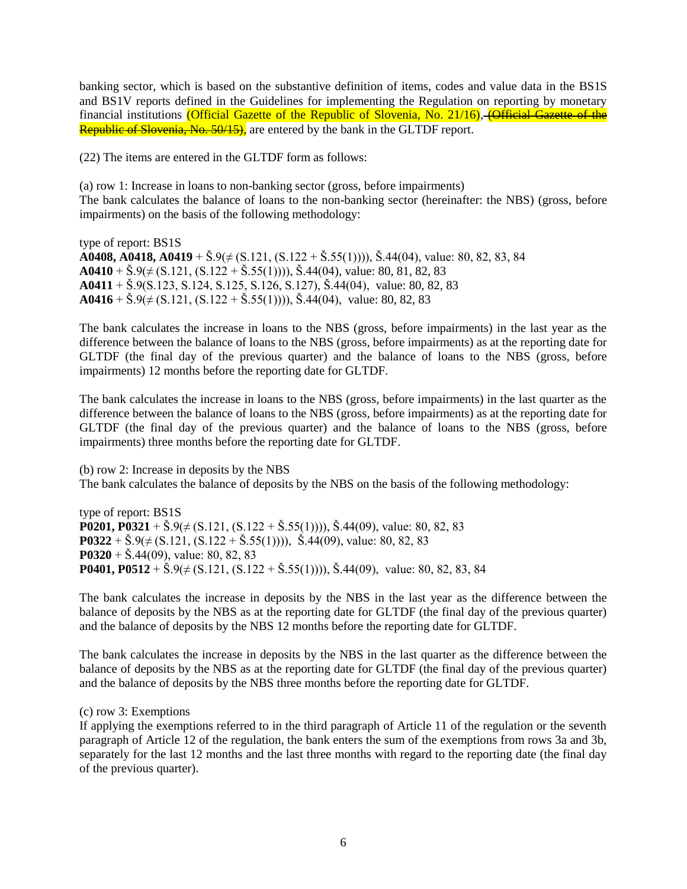banking sector, which is based on the substantive definition of items, codes and value data in the BS1S and BS1V reports defined in the Guidelines for implementing the Regulation on reporting by monetary financial institutions (Official Gazette of the Republic of Slovenia, No. 21/16), ~~(Official Gazette of the Republic of Slovenia, No. 50/15)~~, are entered by the bank in the GLTDF report.

(22) The items are entered in the GLTDF form as follows:

(a) row 1: Increase in loans to non-banking sector (gross, before impairments)
The bank calculates the balance of loans to the non-banking sector (hereinafter: the NBS) (gross, before impairments) on the basis of the following methodology:

type of report: BS1S
**A0408, A0418, A0419** + Š.9(≠ (S.121, (S.122 + Š.55(1)))), Š.44(04), value: 80, 82, 83, 84
**A0410** + Š.9(≠ (S.121, (S.122 + Š.55(1)))), Š.44(04), value: 80, 81, 82, 83
**A0411** + Š.9(S.123, S.124, S.125, S.126, S.127), Š.44(04), value: 80, 82, 83
**A0416** + Š.9(≠ (S.121, (S.122 + Š.55(1)))), Š.44(04), value: 80, 82, 83

The bank calculates the increase in loans to the NBS (gross, before impairments) in the last year as the difference between the balance of loans to the NBS (gross, before impairments) as at the reporting date for GLTDF (the final day of the previous quarter) and the balance of loans to the NBS (gross, before impairments) 12 months before the reporting date for GLTDF.

The bank calculates the increase in loans to the NBS (gross, before impairments) in the last quarter as the difference between the balance of loans to the NBS (gross, before impairments) as at the reporting date for GLTDF (the final day of the previous quarter) and the balance of loans to the NBS (gross, before impairments) three months before the reporting date for GLTDF.

(b) row 2: Increase in deposits by the NBS
The bank calculates the balance of deposits by the NBS on the basis of the following methodology:

type of report: BS1S
**P0201, P0321** + Š.9(≠ (S.121, (S.122 + Š.55(1)))), Š.44(09), value: 80, 82, 83
**P0322** + Š.9(≠ (S.121, (S.122 + Š.55(1)))), Š.44(09), value: 80, 82, 83
**P0320** + Š.44(09), value: 80, 82, 83
**P0401, P0512** + Š.9(≠ (S.121, (S.122 + Š.55(1)))), Š.44(09), value: 80, 82, 83, 84

The bank calculates the increase in deposits by the NBS in the last year as the difference between the balance of deposits by the NBS as at the reporting date for GLTDF (the final day of the previous quarter) and the balance of deposits by the NBS 12 months before the reporting date for GLTDF.

The bank calculates the increase in deposits by the NBS in the last quarter as the difference between the balance of deposits by the NBS as at the reporting date for GLTDF (the final day of the previous quarter) and the balance of deposits by the NBS three months before the reporting date for GLTDF.

(c) row 3: Exemptions
If applying the exemptions referred to in the third paragraph of Article 11 of the regulation or the seventh paragraph of Article 12 of the regulation, the bank enters the sum of the exemptions from rows 3a and 3b, separately for the last 12 months and the last three months with regard to the reporting date (the final day of the previous quarter).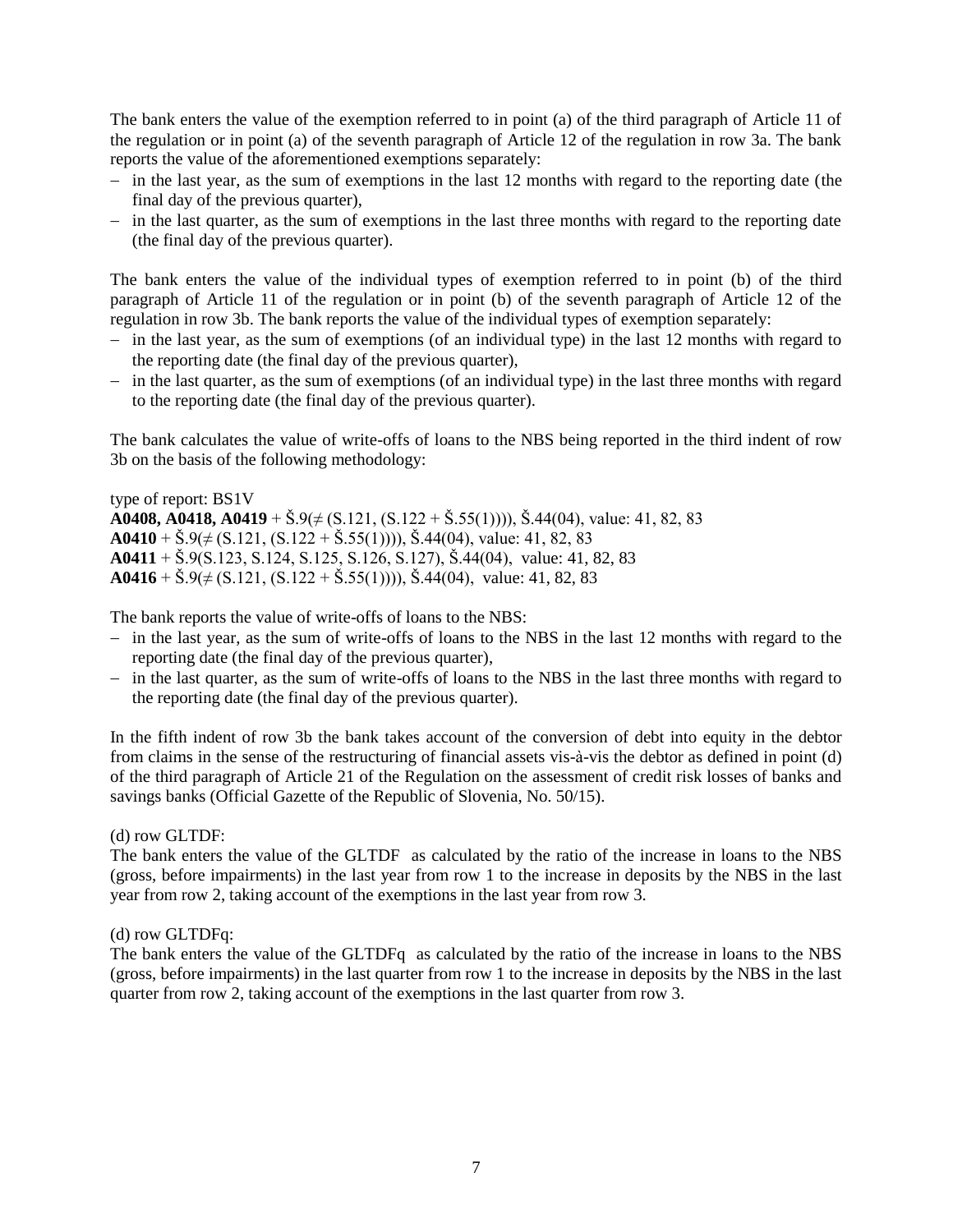The bank enters the value of the exemption referred to in point (a) of the third paragraph of Article 11 of the regulation or in point (a) of the seventh paragraph of Article 12 of the regulation in row 3a. The bank reports the value of the aforementioned exemptions separately:

- in the last year, as the sum of exemptions in the last 12 months with regard to the reporting date (the final day of the previous quarter),
- in the last quarter, as the sum of exemptions in the last three months with regard to the reporting date (the final day of the previous quarter).

The bank enters the value of the individual types of exemption referred to in point (b) of the third paragraph of Article 11 of the regulation or in point (b) of the seventh paragraph of Article 12 of the regulation in row 3b. The bank reports the value of the individual types of exemption separately:

- in the last year, as the sum of exemptions (of an individual type) in the last 12 months with regard to the reporting date (the final day of the previous quarter),
- in the last quarter, as the sum of exemptions (of an individual type) in the last three months with regard to the reporting date (the final day of the previous quarter).

The bank calculates the value of write-offs of loans to the NBS being reported in the third indent of row 3b on the basis of the following methodology:

type of report: BS1V
**A0408, A0418, A0419** + Š.9(≠ (S.121, (S.122 + Š.55(1)))), Š.44(04), value: 41, 82, 83
**A0410** + Š.9(≠ (S.121, (S.122 + Š.55(1)))), Š.44(04), value: 41, 82, 83
**A0411** + Š.9(S.123, S.124, S.125, S.126, S.127), Š.44(04), value: 41, 82, 83
**A0416** + Š.9(≠ (S.121, (S.122 + Š.55(1)))), Š.44(04), value: 41, 82, 83

The bank reports the value of write-offs of loans to the NBS:

- in the last year, as the sum of write-offs of loans to the NBS in the last 12 months with regard to the reporting date (the final day of the previous quarter),
- in the last quarter, as the sum of write-offs of loans to the NBS in the last three months with regard to the reporting date (the final day of the previous quarter).

In the fifth indent of row 3b the bank takes account of the conversion of debt into equity in the debtor from claims in the sense of the restructuring of financial assets vis-à-vis the debtor as defined in point (d) of the third paragraph of Article 21 of the Regulation on the assessment of credit risk losses of banks and savings banks (Official Gazette of the Republic of Slovenia, No. 50/15).

(d) row GLTDF:
The bank enters the value of the GLTDF as calculated by the ratio of the increase in loans to the NBS (gross, before impairments) in the last year from row 1 to the increase in deposits by the NBS in the last year from row 2, taking account of the exemptions in the last year from row 3.

(d) row GLTDFq:
The bank enters the value of the GLTDFq as calculated by the ratio of the increase in loans to the NBS (gross, before impairments) in the last quarter from row 1 to the increase in deposits by the NBS in the last quarter from row 2, taking account of the exemptions in the last quarter from row 3.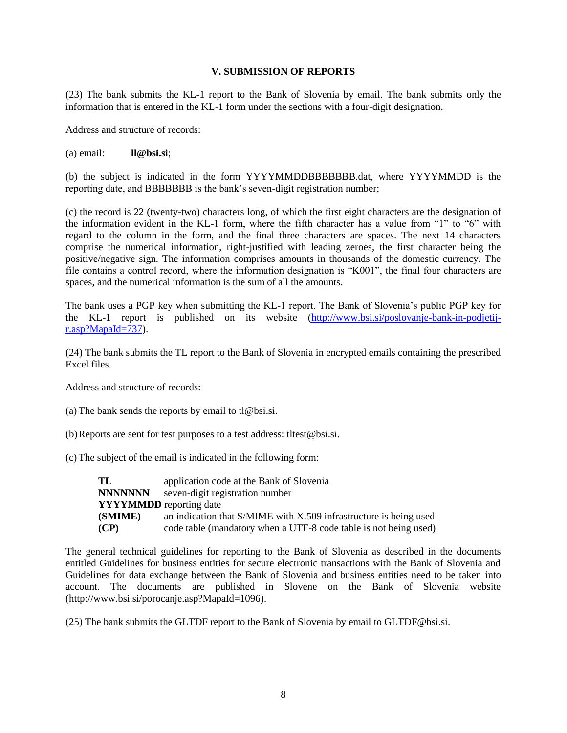### V. SUBMISSION OF REPORTS

(23) The bank submits the KL-1 report to the Bank of Slovenia by email. The bank submits only the information that is entered in the KL-1 form under the sections with a four-digit designation.

Address and structure of records:

(a) email: **ll@bsi.si**;

(b) the subject is indicated in the form YYYYMMDDBBBBBBB.dat, where YYYYMMDD is the reporting date, and BBBBBBB is the bank's seven-digit registration number;

(c) the record is 22 (twenty-two) characters long, of which the first eight characters are the designation of the information evident in the KL-1 form, where the fifth character has a value from "1" to "6" with regard to the column in the form, and the final three characters are spaces. The next 14 characters comprise the numerical information, right-justified with leading zeroes, the first character being the positive/negative sign. The information comprises amounts in thousands of the domestic currency. The file contains a control record, where the information designation is "K001", the final four characters are spaces, and the numerical information is the sum of all the amounts.

The bank uses a PGP key when submitting the KL-1 report. The Bank of Slovenia's public PGP key for the KL-1 report is published on its website (http://www.bsi.si/poslovanje-bank-in-podjetij-r.asp?MapaId=737).

(24) The bank submits the TL report to the Bank of Slovenia in encrypted emails containing the prescribed Excel files.

Address and structure of records:

(a) The bank sends the reports by email to tl@bsi.si.

(b) Reports are sent for test purposes to a test address: tltest@bsi.si.

(c) The subject of the email is indicated in the following form:

| | |
|---|---|
| **TL** | application code at the Bank of Slovenia |
| **NNNNNNN** | seven-digit registration number |
| **YYYYMMDD** | reporting date |
| **(SMIME)** | an indication that S/MIME with X.509 infrastructure is being used |
| **(CP)** | code table (mandatory when a UTF-8 code table is not being used) |

The general technical guidelines for reporting to the Bank of Slovenia as described in the documents entitled Guidelines for business entities for secure electronic transactions with the Bank of Slovenia and Guidelines for data exchange between the Bank of Slovenia and business entities need to be taken into account. The documents are published in Slovene on the Bank of Slovenia website (http://www.bsi.si/porocanje.asp?MapaId=1096).

(25) The bank submits the GLTDF report to the Bank of Slovenia by email to GLTDF@bsi.si.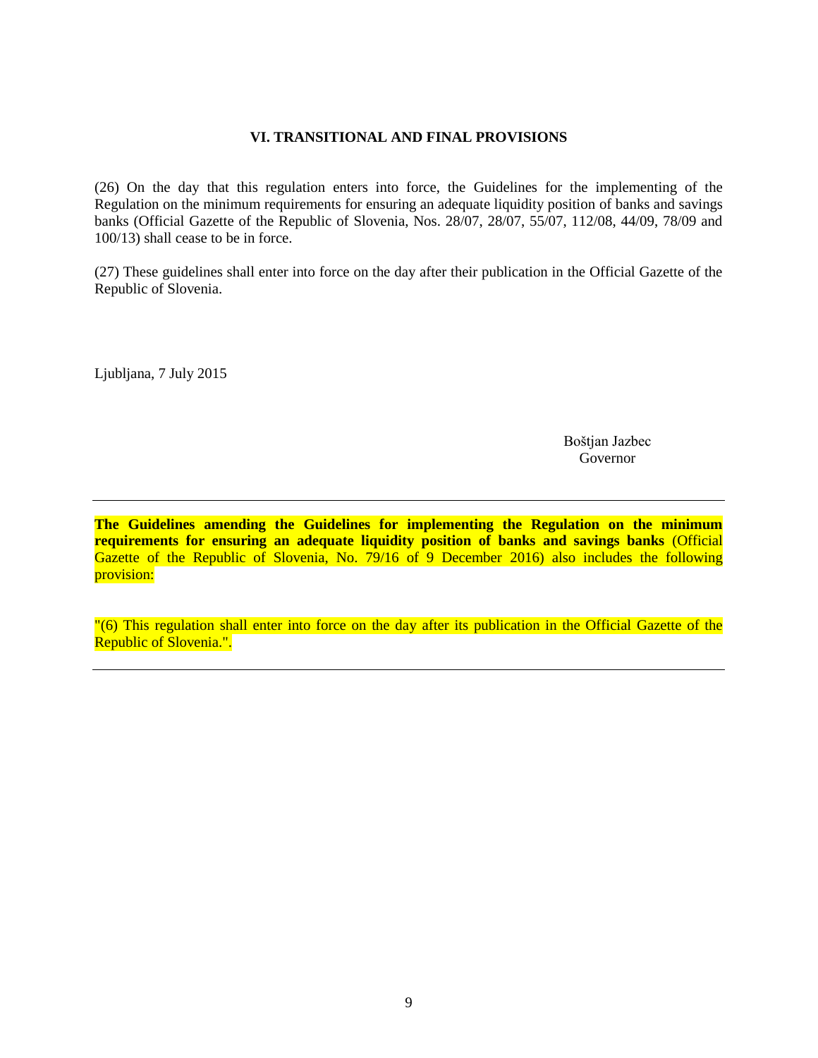### VI. TRANSITIONAL AND FINAL PROVISIONS

(26) On the day that this regulation enters into force, the Guidelines for the implementing of the Regulation on the minimum requirements for ensuring an adequate liquidity position of banks and savings banks (Official Gazette of the Republic of Slovenia, Nos. 28/07, 28/07, 55/07, 112/08, 44/09, 78/09 and 100/13) shall cease to be in force.

(27) These guidelines shall enter into force on the day after their publication in the Official Gazette of the Republic of Slovenia.

Ljubljana, 7 July 2015

Boštjan Jazbec
Governor

---

**The Guidelines amending the Guidelines for implementing the Regulation on the minimum requirements for ensuring an adequate liquidity position of banks and savings banks** (Official Gazette of the Republic of Slovenia, No. 79/16 of 9 December 2016) also includes the following provision:

"(6) This regulation shall enter into force on the day after its publication in the Official Gazette of the Republic of Slovenia.".

---